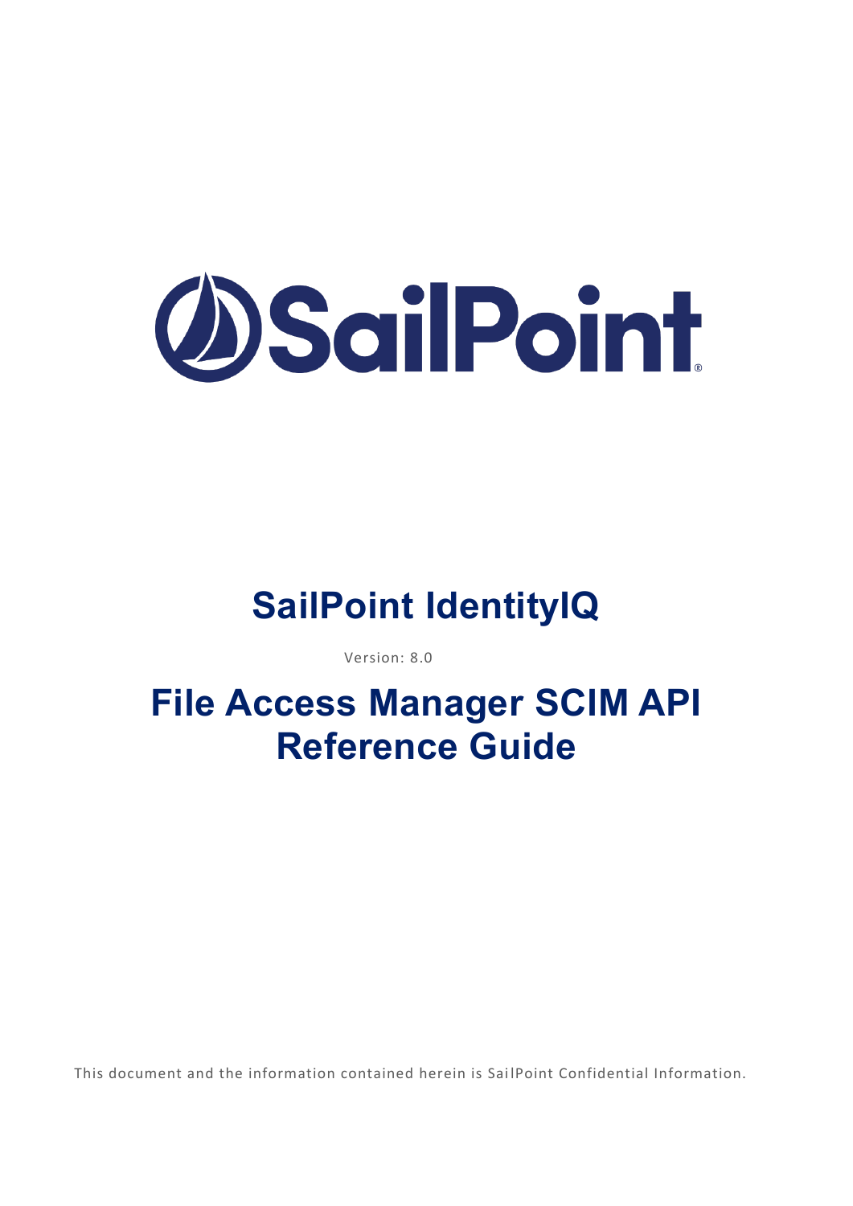SailPoint

# SailPoint IdentityIQ

Version: 8.0

# File Access Manager SCIM API Reference Guide

This document and the information contained herein is SailPoint Confidential Information.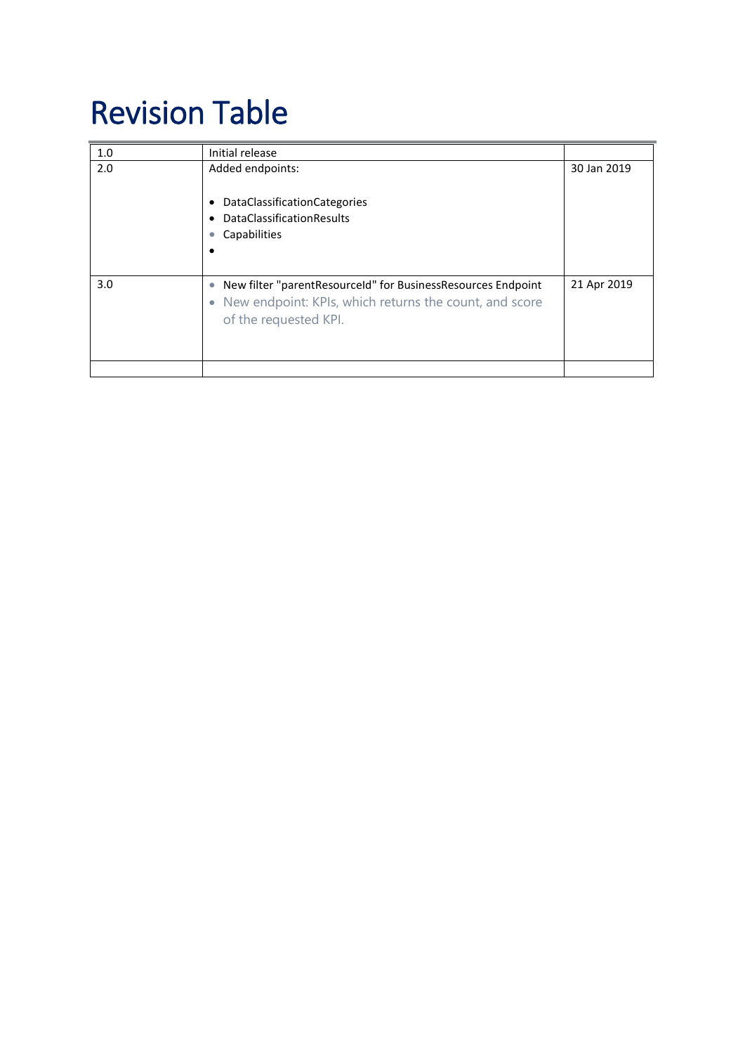# Revision Table

| | | |
|---|---|---|
| 1.0 | Initial release | |
| 2.0 | Added endpoints:<br><br>• DataClassificationCategories<br>• DataClassificationResults<br>• Capabilities<br>• | 30 Jan 2019 |
| 3.0 | • New filter "parentResourceId" for BusinessResources Endpoint<br>• New endpoint: KPIs, which returns the count, and score of the requested KPI. | 21 Apr 2019 |
| | | |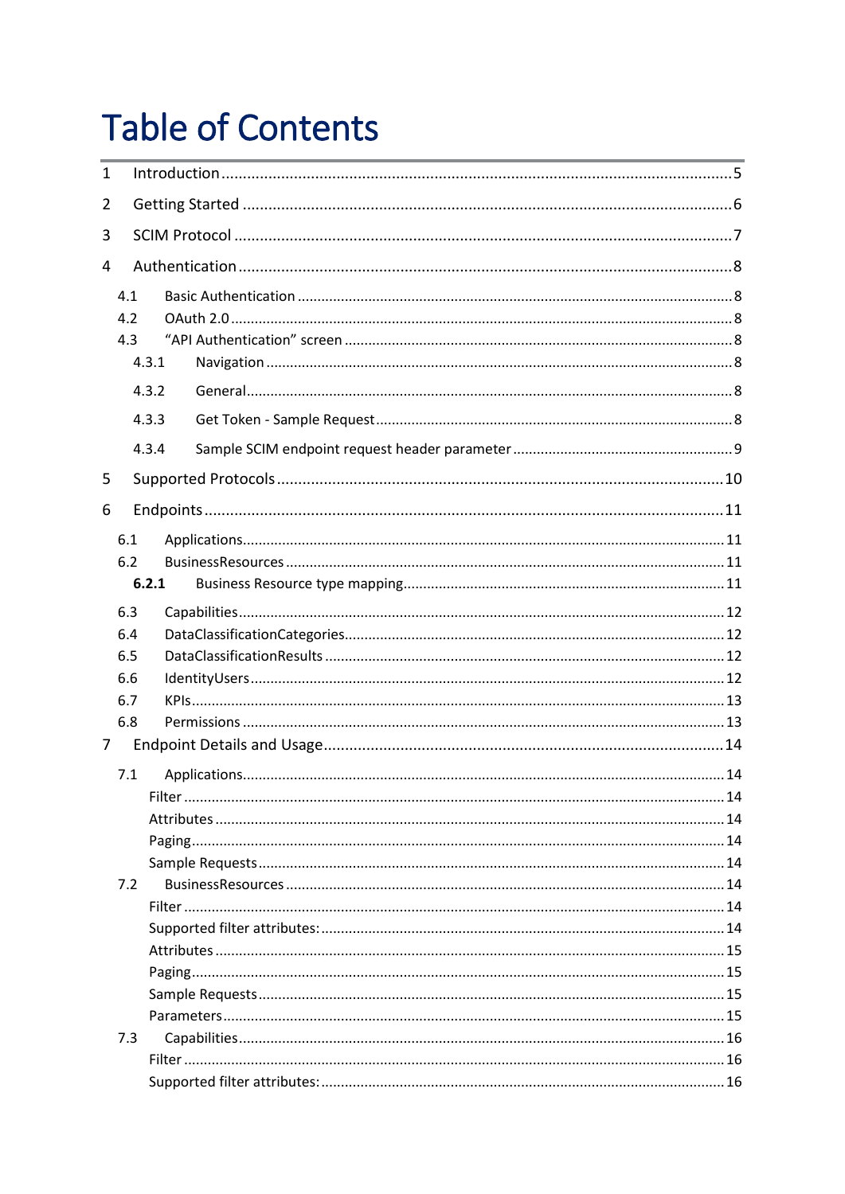# Table of Contents

1 Introduction ........ 5

2 Getting Started ........ 6

3 SCIM Protocol ........ 7

4 Authentication ........ 8

- 4.1 Basic Authentication ........ 8
- 4.2 OAuth 2.0 ........ 8
- 4.3 "API Authentication" screen ........ 8
  - 4.3.1 Navigation ........ 8
  - 4.3.2 General ........ 8
  - 4.3.3 Get Token - Sample Request ........ 8
  - 4.3.4 Sample SCIM endpoint request header parameter ........ 9

5 Supported Protocols ........ 10

6 Endpoints ........ 11

- 6.1 Applications ........ 11
- 6.2 BusinessResources ........ 11
  - **6.2.1** Business Resource type mapping ........ 11
- 6.3 Capabilities ........ 12
- 6.4 DataClassificationCategories ........ 12
- 6.5 DataClassificationResults ........ 12
- 6.6 IdentityUsers ........ 12
- 6.7 KPIs ........ 13
- 6.8 Permissions ........ 13

7 Endpoint Details and Usage ........ 14

- 7.1 Applications ........ 14
  - Filter ........ 14
  - Attributes ........ 14
  - Paging ........ 14
  - Sample Requests ........ 14
- 7.2 BusinessResources ........ 14
  - Filter ........ 14
  - Supported filter attributes: ........ 14
  - Attributes ........ 15
  - Paging ........ 15
  - Sample Requests ........ 15
  - Parameters ........ 15
- 7.3 Capabilities ........ 16
  - Filter ........ 16
  - Supported filter attributes: ........ 16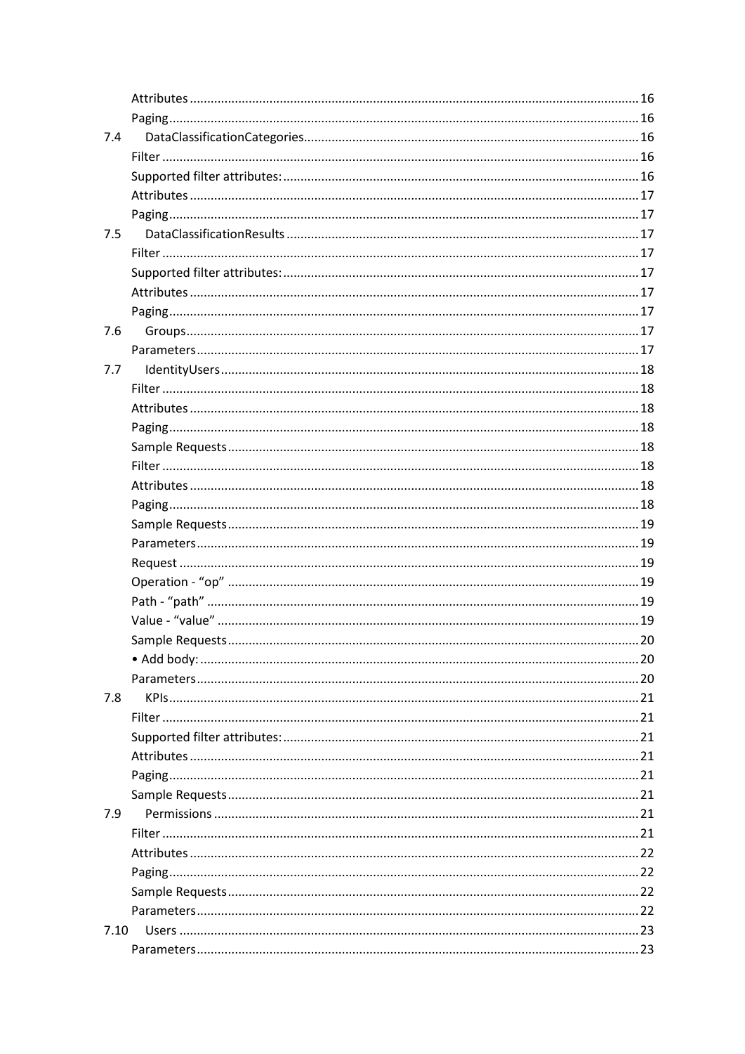Attributes ..... 16
Paging ..... 16
7.4 DataClassificationCategories ..... 16
Filter ..... 16
Supported filter attributes: ..... 16
Attributes ..... 17
Paging ..... 17
7.5 DataClassificationResults ..... 17
Filter ..... 17
Supported filter attributes: ..... 17
Attributes ..... 17
Paging ..... 17
7.6 Groups ..... 17
Parameters ..... 17
7.7 IdentityUsers ..... 18
Filter ..... 18
Attributes ..... 18
Paging ..... 18
Sample Requests ..... 18
Filter ..... 18
Attributes ..... 18
Paging ..... 18
Sample Requests ..... 19
Parameters ..... 19
Request ..... 19
Operation - “op” ..... 19
Path - “path” ..... 19
Value - “value” ..... 19
Sample Requests ..... 20
• Add body: ..... 20
Parameters ..... 20
7.8 KPIs ..... 21
Filter ..... 21
Supported filter attributes: ..... 21
Attributes ..... 21
Paging ..... 21
Sample Requests ..... 21
7.9 Permissions ..... 21
Filter ..... 21
Attributes ..... 22
Paging ..... 22
Sample Requests ..... 22
Parameters ..... 22
7.10 Users ..... 23
Parameters ..... 23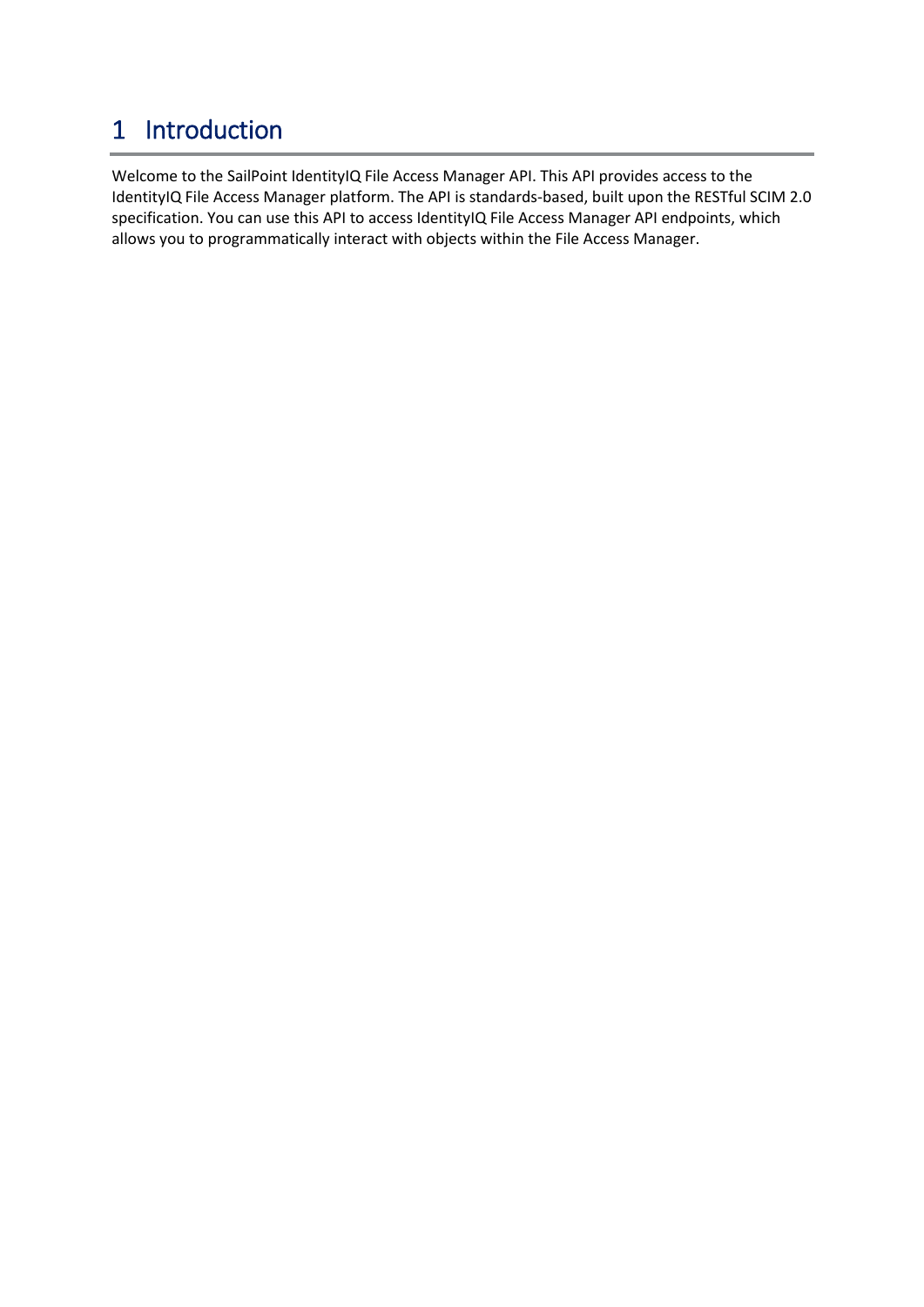# 1 Introduction

Welcome to the SailPoint IdentityIQ File Access Manager API. This API provides access to the IdentityIQ File Access Manager platform. The API is standards-based, built upon the RESTful SCIM 2.0 specification. You can use this API to access IdentityIQ File Access Manager API endpoints, which allows you to programmatically interact with objects within the File Access Manager.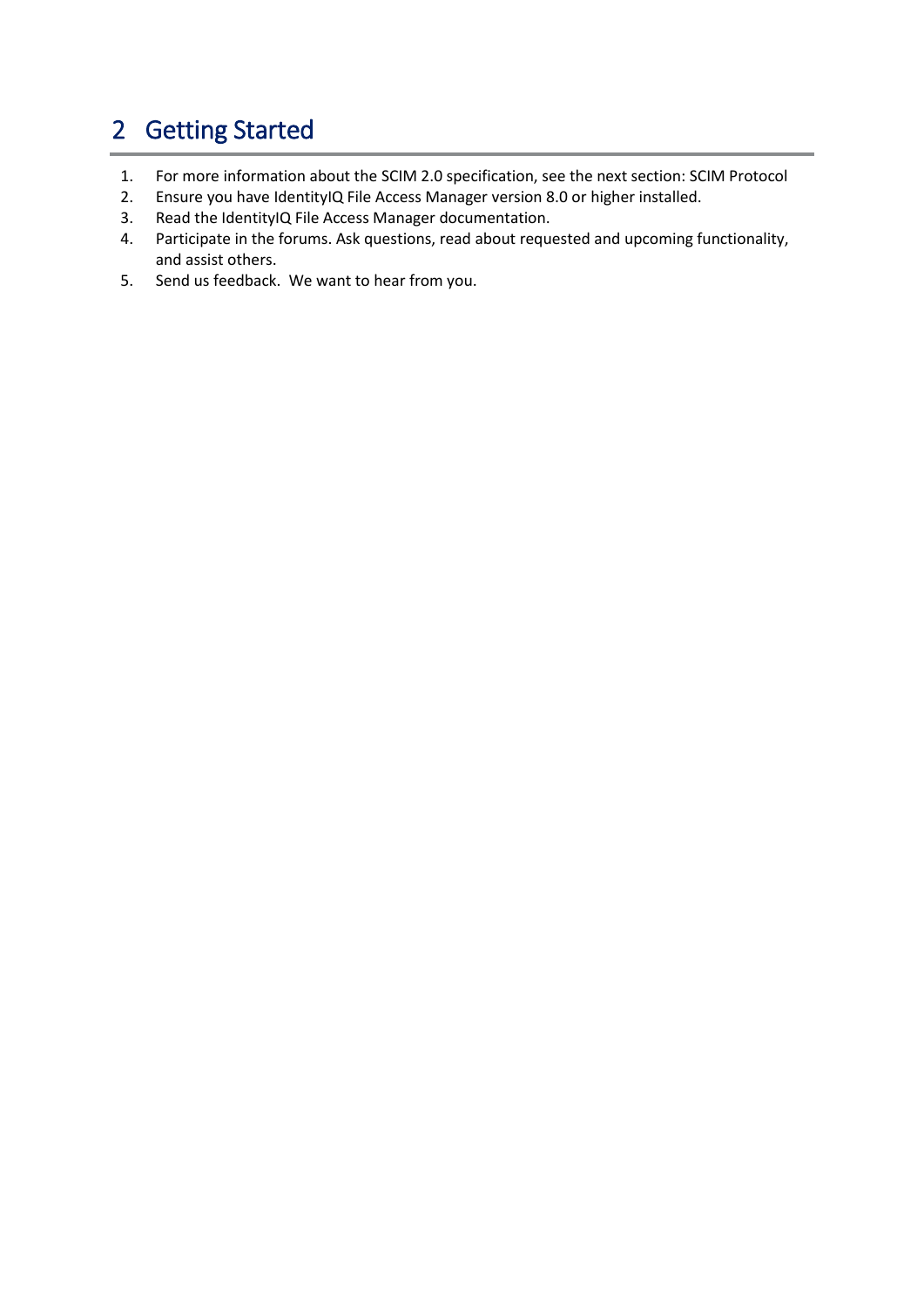# 2 Getting Started

1. For more information about the SCIM 2.0 specification, see the next section: SCIM Protocol
2. Ensure you have IdentityIQ File Access Manager version 8.0 or higher installed.
3. Read the IdentityIQ File Access Manager documentation.
4. Participate in the forums. Ask questions, read about requested and upcoming functionality, and assist others.
5. Send us feedback. We want to hear from you.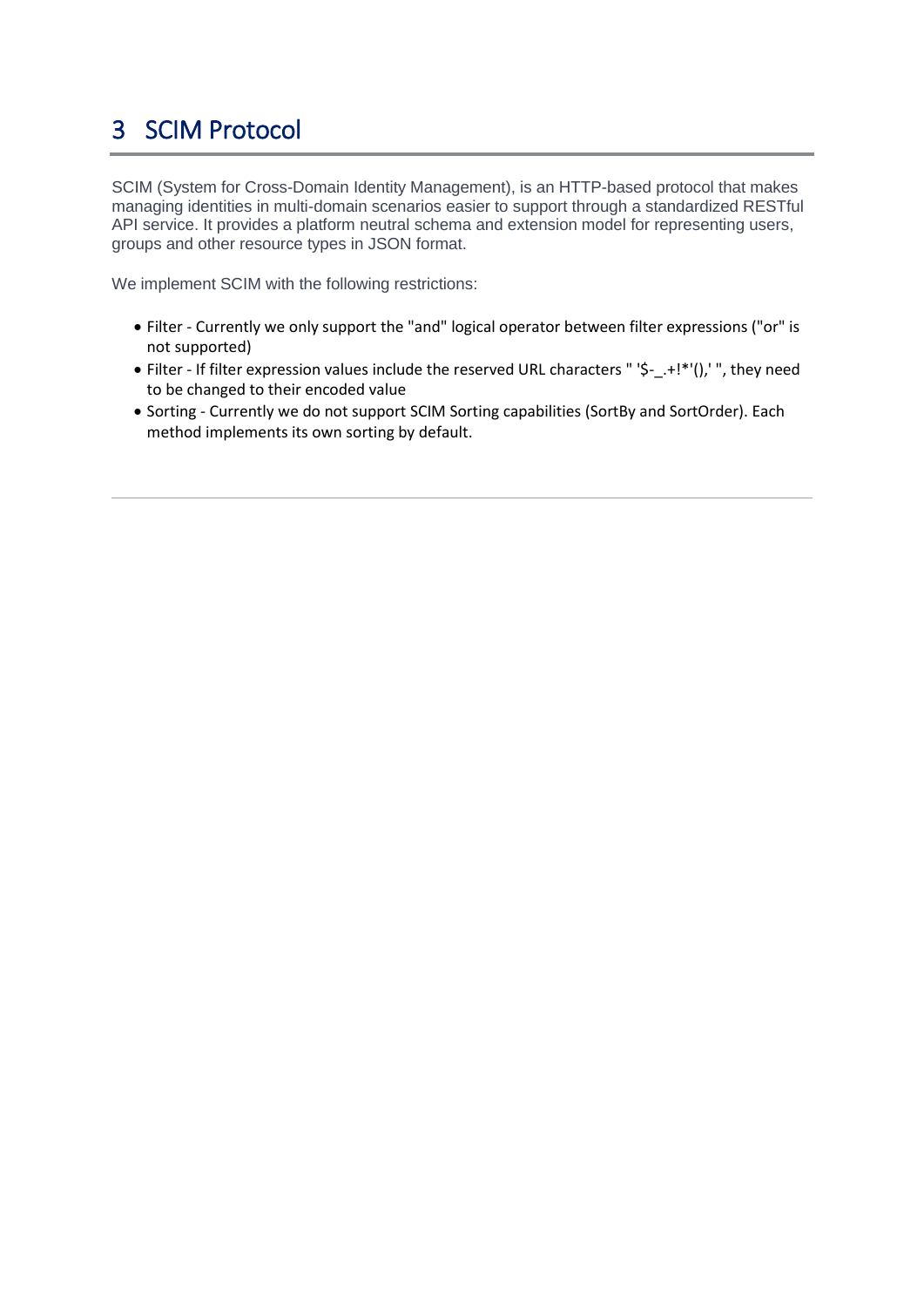# 3 SCIM Protocol

SCIM (System for Cross-Domain Identity Management), is an HTTP-based protocol that makes managing identities in multi-domain scenarios easier to support through a standardized RESTful API service. It provides a platform neutral schema and extension model for representing users, groups and other resource types in JSON format.

We implement SCIM with the following restrictions:

- Filter - Currently we only support the "and" logical operator between filter expressions ("or" is not supported)
- Filter - If filter expression values include the reserved URL characters " '$-_.+!*'(),' ", they need to be changed to their encoded value
- Sorting - Currently we do not support SCIM Sorting capabilities (SortBy and SortOrder). Each method implements its own sorting by default.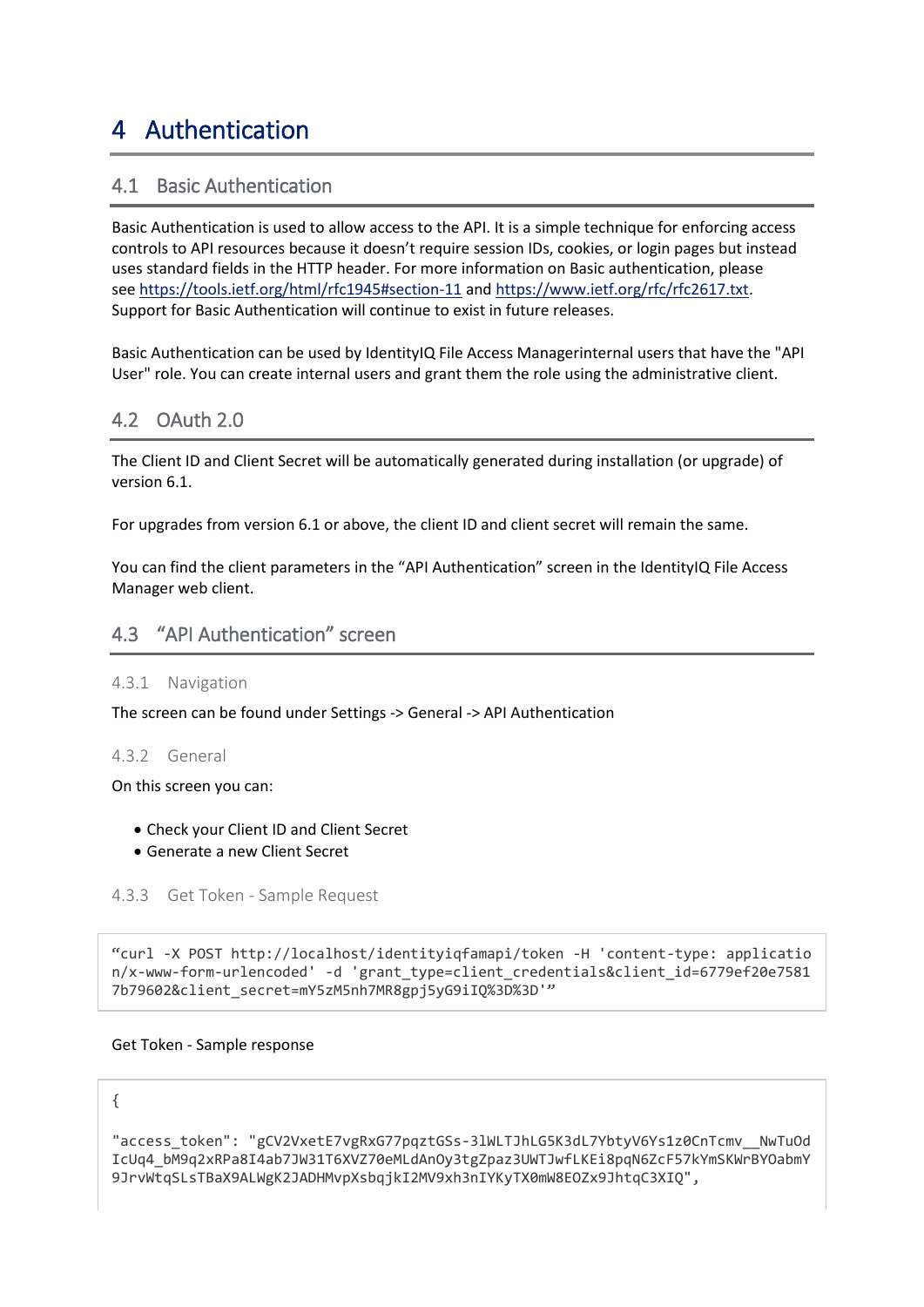# 4 Authentication

## 4.1 Basic Authentication

Basic Authentication is used to allow access to the API. It is a simple technique for enforcing access controls to API resources because it doesn't require session IDs, cookies, or login pages but instead uses standard fields in the HTTP header. For more information on Basic authentication, please see https://tools.ietf.org/html/rfc1945#section-11 and https://www.ietf.org/rfc/rfc2617.txt. Support for Basic Authentication will continue to exist in future releases.

Basic Authentication can be used by IdentityIQ File Access Managerinternal users that have the "API User" role. You can create internal users and grant them the role using the administrative client.

## 4.2 OAuth 2.0

The Client ID and Client Secret will be automatically generated during installation (or upgrade) of version 6.1.

For upgrades from version 6.1 or above, the client ID and client secret will remain the same.

You can find the client parameters in the "API Authentication" screen in the IdentityIQ File Access Manager web client.

## 4.3 "API Authentication" screen

### 4.3.1 Navigation

The screen can be found under Settings -> General -> API Authentication

### 4.3.2 General

On this screen you can:

- Check your Client ID and Client Secret
- Generate a new Client Secret

### 4.3.3 Get Token - Sample Request

```
"curl -X POST http://localhost/identityiqfamapi/token -H 'content-type: application/x-www-form-urlencoded' -d 'grant_type=client_credentials&client_id=6779ef20e75817b79602&client_secret=mY5zM5nh7MR8gpj5yG9iIQ%3D%3D'"
```

Get Token - Sample response

```
{

"access_token": "gCV2VxetE7vgRxG77pqztGSs-3lWLTJhLG5K3dL7YbtyV6Ys1z0CnTcmv__NwTuOdIcUq4_bM9q2xRPa8I4ab7JW31T6XVZ70eMLdAnOy3tgZpaz3UWTJwfLKEi8pqN6ZcF57kYmSKWrBYOabmY9JrvWtqSLsTBaX9ALWgK2JADHMvpXsbqjkI2MV9xh3nIYKyTX0mW8EOZx9JhtqC3XIQ",
```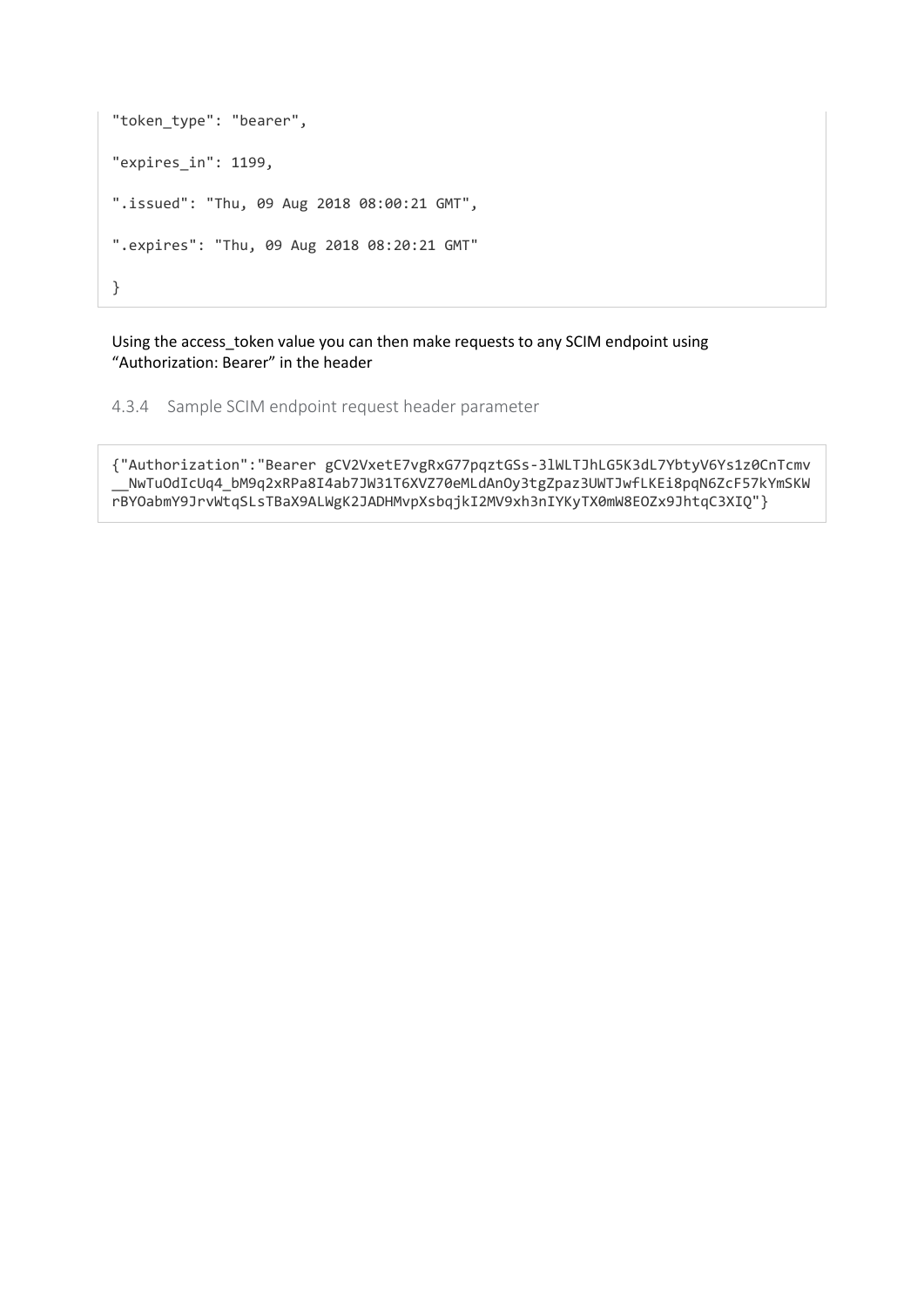```
"token_type": "bearer",

"expires_in": 1199,

".issued": "Thu, 09 Aug 2018 08:00:21 GMT",

".expires": "Thu, 09 Aug 2018 08:20:21 GMT"

}
```

Using the access_token value you can then make requests to any SCIM endpoint using “Authorization: Bearer” in the header

### 4.3.4 Sample SCIM endpoint request header parameter

```
{"Authorization":"Bearer gCV2VxetE7vgRxG77pqztGSs-3lWLTJhLG5K3dL7YbtyV6Ys1z0CnTcmv
__NwTuOdIcUq4_bM9q2xRPa8I4ab7JW31T6XVZ70eMLdAnOy3tgZpaz3UWTJwfLKEi8pqN6ZcF57kYmSKW
rBYOabmY9JrvWtqSLsTBaX9ALWgK2JADHMvpXsbqjkI2MV9xh3nIYKyTX0mW8EOZx9JhtqC3XIQ"}
```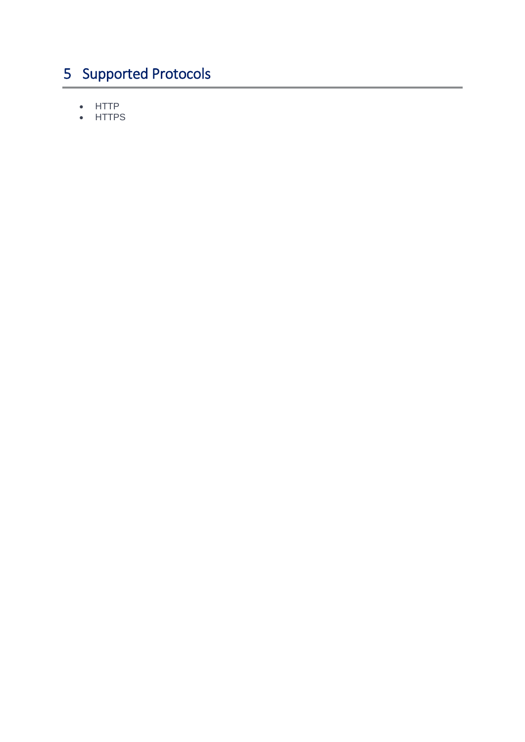# 5 Supported Protocols

- HTTP
- HTTPS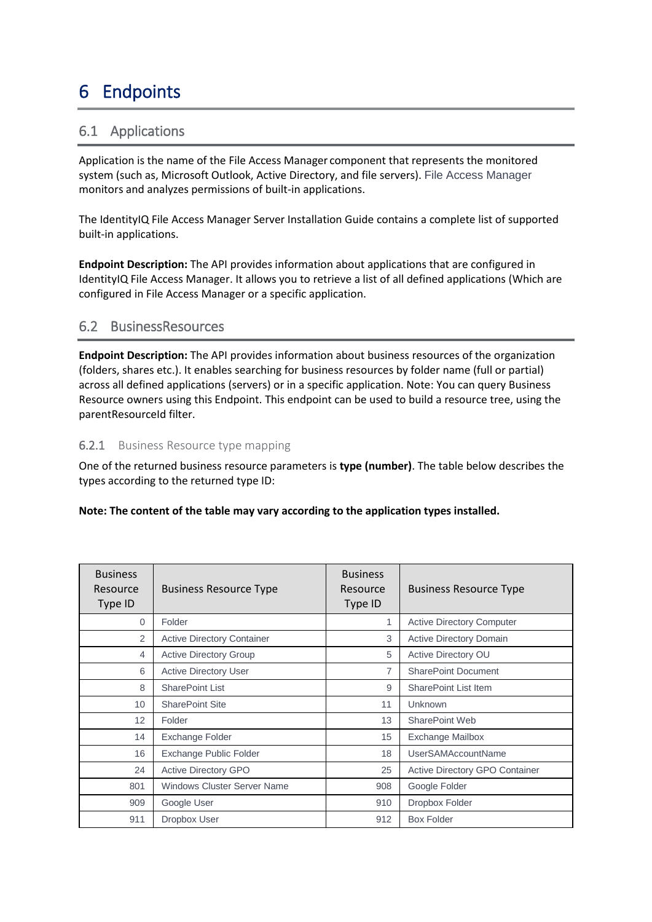# 6 Endpoints

## 6.1 Applications

Application is the name of the File Access Manager component that represents the monitored system (such as, Microsoft Outlook, Active Directory, and file servers). File Access Manager monitors and analyzes permissions of built-in applications.

The IdentityIQ File Access Manager Server Installation Guide contains a complete list of supported built-in applications.

**Endpoint Description:** The API provides information about applications that are configured in IdentityIQ File Access Manager. It allows you to retrieve a list of all defined applications (Which are configured in File Access Manager or a specific application.

## 6.2 BusinessResources

**Endpoint Description:** The API provides information about business resources of the organization (folders, shares etc.). It enables searching for business resources by folder name (full or partial) across all defined applications (servers) or in a specific application. Note: You can query Business Resource owners using this Endpoint. This endpoint can be used to build a resource tree, using the parentResourceId filter.

### 6.2.1 Business Resource type mapping

One of the returned business resource parameters is **type (number)**. The table below describes the types according to the returned type ID:

**Note: The content of the table may vary according to the application types installed.**

| Business Resource Type ID | Business Resource Type | Business Resource Type ID | Business Resource Type |
|---|---|---|---|
| 0 | Folder | 1 | Active Directory Computer |
| 2 | Active Directory Container | 3 | Active Directory Domain |
| 4 | Active Directory Group | 5 | Active Directory OU |
| 6 | Active Directory User | 7 | SharePoint Document |
| 8 | SharePoint List | 9 | SharePoint List Item |
| 10 | SharePoint Site | 11 | Unknown |
| 12 | Folder | 13 | SharePoint Web |
| 14 | Exchange Folder | 15 | Exchange Mailbox |
| 16 | Exchange Public Folder | 18 | UserSAMAccountName |
| 24 | Active Directory GPO | 25 | Active Directory GPO Container |
| 801 | Windows Cluster Server Name | 908 | Google Folder |
| 909 | Google User | 910 | Dropbox Folder |
| 911 | Dropbox User | 912 | Box Folder |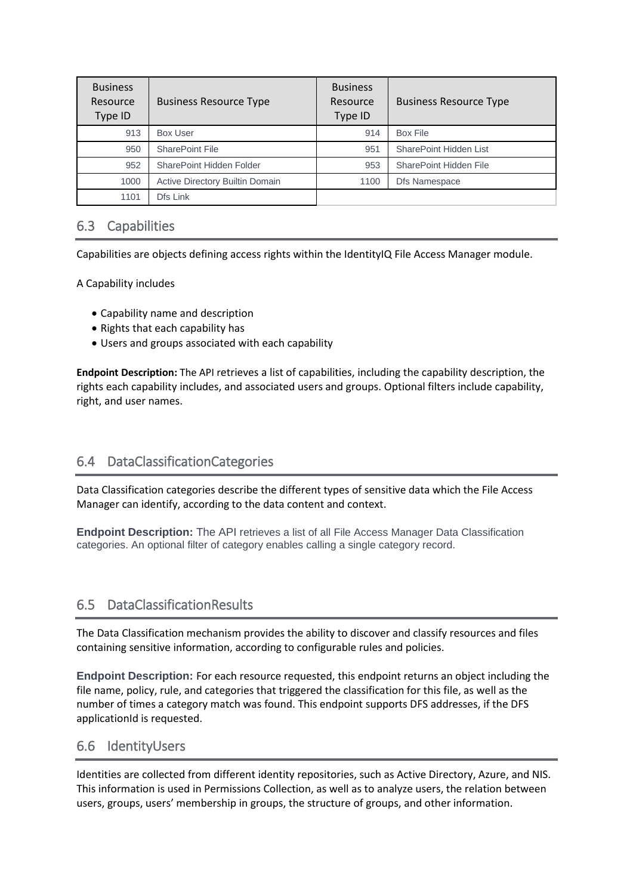| Business Resource Type ID | Business Resource Type | Business Resource Type ID | Business Resource Type |
|---|---|---|---|
| 913 | Box User | 914 | Box File |
| 950 | SharePoint File | 951 | SharePoint Hidden List |
| 952 | SharePoint Hidden Folder | 953 | SharePoint Hidden File |
| 1000 | Active Directory Builtin Domain | 1100 | Dfs Namespace |
| 1101 | Dfs Link | | |

## 6.3 Capabilities

Capabilities are objects defining access rights within the IdentityIQ File Access Manager module.

A Capability includes

- Capability name and description
- Rights that each capability has
- Users and groups associated with each capability

**Endpoint Description:** The API retrieves a list of capabilities, including the capability description, the rights each capability includes, and associated users and groups. Optional filters include capability, right, and user names.

## 6.4 DataClassificationCategories

Data Classification categories describe the different types of sensitive data which the File Access Manager can identify, according to the data content and context.

**Endpoint Description:** The API retrieves a list of all File Access Manager Data Classification categories. An optional filter of category enables calling a single category record.

## 6.5 DataClassificationResults

The Data Classification mechanism provides the ability to discover and classify resources and files containing sensitive information, according to configurable rules and policies.

**Endpoint Description:** For each resource requested, this endpoint returns an object including the file name, policy, rule, and categories that triggered the classification for this file, as well as the number of times a category match was found. This endpoint supports DFS addresses, if the DFS applicationId is requested.

## 6.6 IdentityUsers

Identities are collected from different identity repositories, such as Active Directory, Azure, and NIS. This information is used in Permissions Collection, as well as to analyze users, the relation between users, groups, users' membership in groups, the structure of groups, and other information.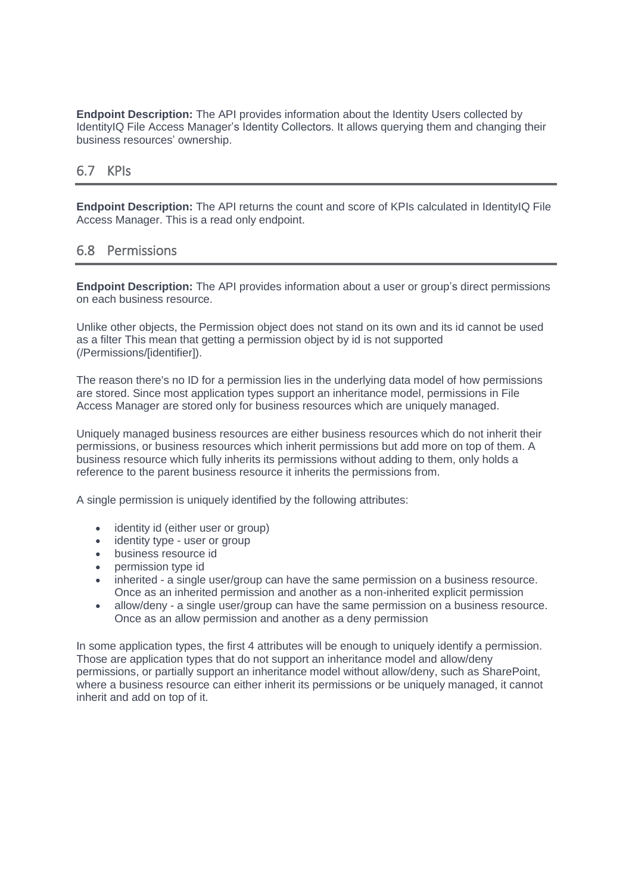**Endpoint Description:** The API provides information about the Identity Users collected by IdentityIQ File Access Manager's Identity Collectors. It allows querying them and changing their business resources' ownership.

## 6.7 KPIs

**Endpoint Description:** The API returns the count and score of KPIs calculated in IdentityIQ File Access Manager. This is a read only endpoint.

## 6.8 Permissions

**Endpoint Description:** The API provides information about a user or group's direct permissions on each business resource.

Unlike other objects, the Permission object does not stand on its own and its id cannot be used as a filter This mean that getting a permission object by id is not supported (/Permissions/[identifier]).

The reason there's no ID for a permission lies in the underlying data model of how permissions are stored. Since most application types support an inheritance model, permissions in File Access Manager are stored only for business resources which are uniquely managed.

Uniquely managed business resources are either business resources which do not inherit their permissions, or business resources which inherit permissions but add more on top of them. A business resource which fully inherits its permissions without adding to them, only holds a reference to the parent business resource it inherits the permissions from.

A single permission is uniquely identified by the following attributes:

- identity id (either user or group)
- identity type - user or group
- business resource id
- permission type id
- inherited - a single user/group can have the same permission on a business resource. Once as an inherited permission and another as a non-inherited explicit permission
- allow/deny - a single user/group can have the same permission on a business resource. Once as an allow permission and another as a deny permission

In some application types, the first 4 attributes will be enough to uniquely identify a permission. Those are application types that do not support an inheritance model and allow/deny permissions, or partially support an inheritance model without allow/deny, such as SharePoint, where a business resource can either inherit its permissions or be uniquely managed, it cannot inherit and add on top of it.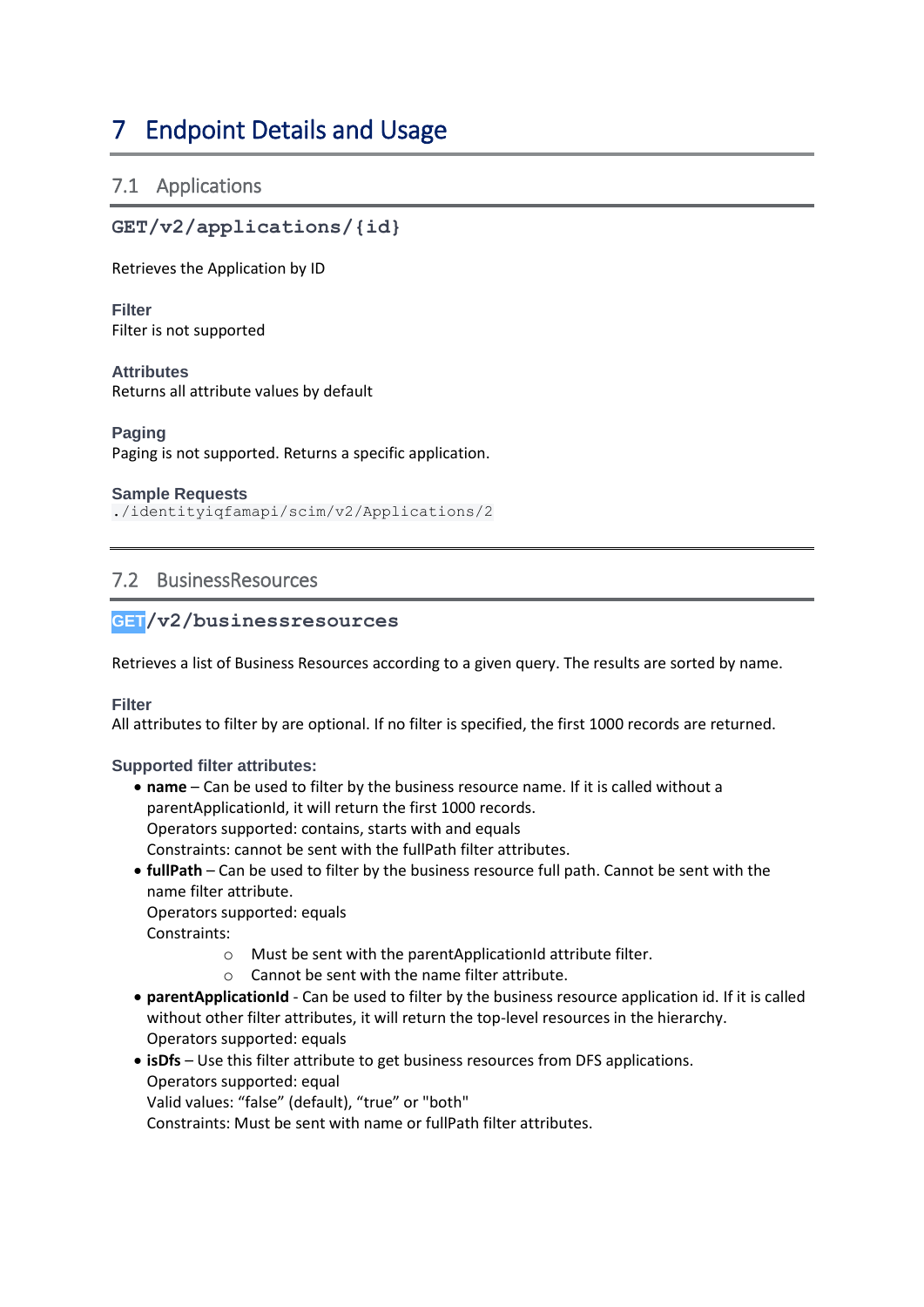# 7 Endpoint Details and Usage

## 7.1 Applications

### GET/v2/applications/{id}

Retrieves the Application by ID

**Filter**
Filter is not supported

**Attributes**
Returns all attribute values by default

**Paging**
Paging is not supported. Returns a specific application.

**Sample Requests**
`./identityiqfamapi/scim/v2/Applications/2`

## 7.2 BusinessResources

### GET/v2/businessresources

Retrieves a list of Business Resources according to a given query. The results are sorted by name.

**Filter**
All attributes to filter by are optional. If no filter is specified, the first 1000 records are returned.

**Supported filter attributes:**

- **name** – Can be used to filter by the business resource name. If it is called without a parentApplicationId, it will return the first 1000 records.
  Operators supported: contains, starts with and equals
  Constraints: cannot be sent with the fullPath filter attributes.
- **fullPath** – Can be used to filter by the business resource full path. Cannot be sent with the name filter attribute.
  Operators supported: equals
  Constraints:
  - Must be sent with the parentApplicationId attribute filter.
  - Cannot be sent with the name filter attribute.
- **parentApplicationId** - Can be used to filter by the business resource application id. If it is called without other filter attributes, it will return the top-level resources in the hierarchy.
  Operators supported: equals
- **isDfs** – Use this filter attribute to get business resources from DFS applications.
  Operators supported: equal
  Valid values: “false” (default), “true” or "both"
  Constraints: Must be sent with name or fullPath filter attributes.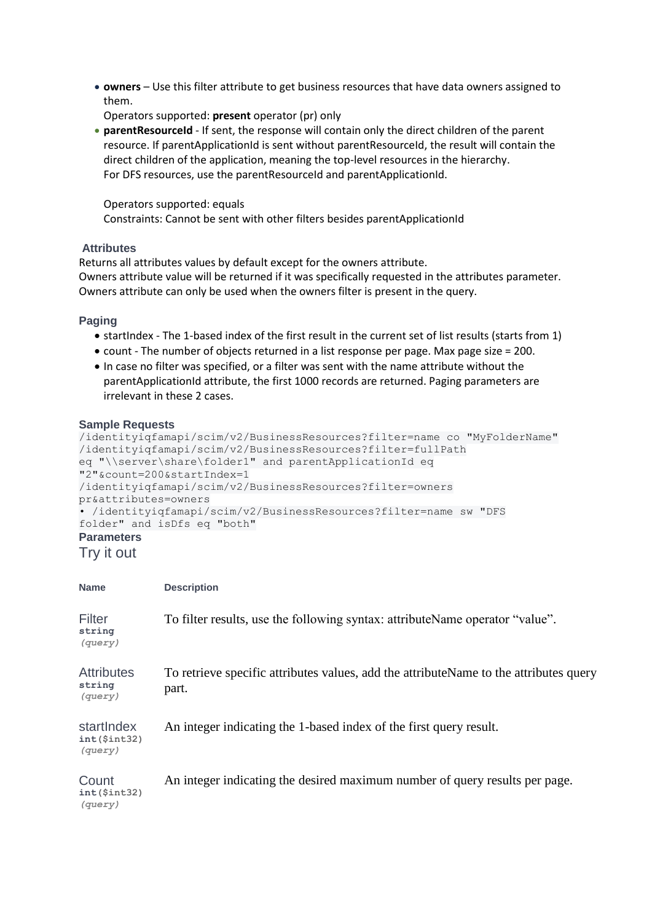- **owners** – Use this filter attribute to get business resources that have data owners assigned to them.
  Operators supported: **present** operator (pr) only
- **parentResourceId** - If sent, the response will contain only the direct children of the parent resource. If parentApplicationId is sent without parentResourceId, the result will contain the direct children of the application, meaning the top-level resources in the hierarchy.
  For DFS resources, use the parentResourceId and parentApplicationId.

  Operators supported: equals
  Constraints: Cannot be sent with other filters besides parentApplicationId

### Attributes

Returns all attributes values by default except for the owners attribute.
Owners attribute value will be returned if it was specifically requested in the attributes parameter.
Owners attribute can only be used when the owners filter is present in the query.

### Paging

- startIndex - The 1-based index of the first result in the current set of list results (starts from 1)
- count - The number of objects returned in a list response per page. Max page size = 200.
- In case no filter was specified, or a filter was sent with the name attribute without the parentApplicationId attribute, the first 1000 records are returned. Paging parameters are irrelevant in these 2 cases.

### Sample Requests

```
/identityiqfamapi/scim/v2/BusinessResources?filter=name co "MyFolderName"
/identityiqfamapi/scim/v2/BusinessResources?filter=fullPath
eq "\\server\share\folder1" and parentApplicationId eq
"2"&count=200&startIndex=1
/identityiqfamapi/scim/v2/BusinessResources?filter=owners
pr&attributes=owners
• /identityiqfamapi/scim/v2/BusinessResources?filter=name sw "DFS
folder" and isDfs eq "both"
```

### Parameters

## Try it out

| Name | Description |
|---|---|
| Filter **string** *(query)* | To filter results, use the following syntax: attributeName operator "value". |
| Attributes **string** *(query)* | To retrieve specific attributes values, add the attributeName to the attributes query part. |
| startIndex **int($int32)** *(query)* | An integer indicating the 1-based index of the first query result. |
| Count **int($int32)** *(query)* | An integer indicating the desired maximum number of query results per page. |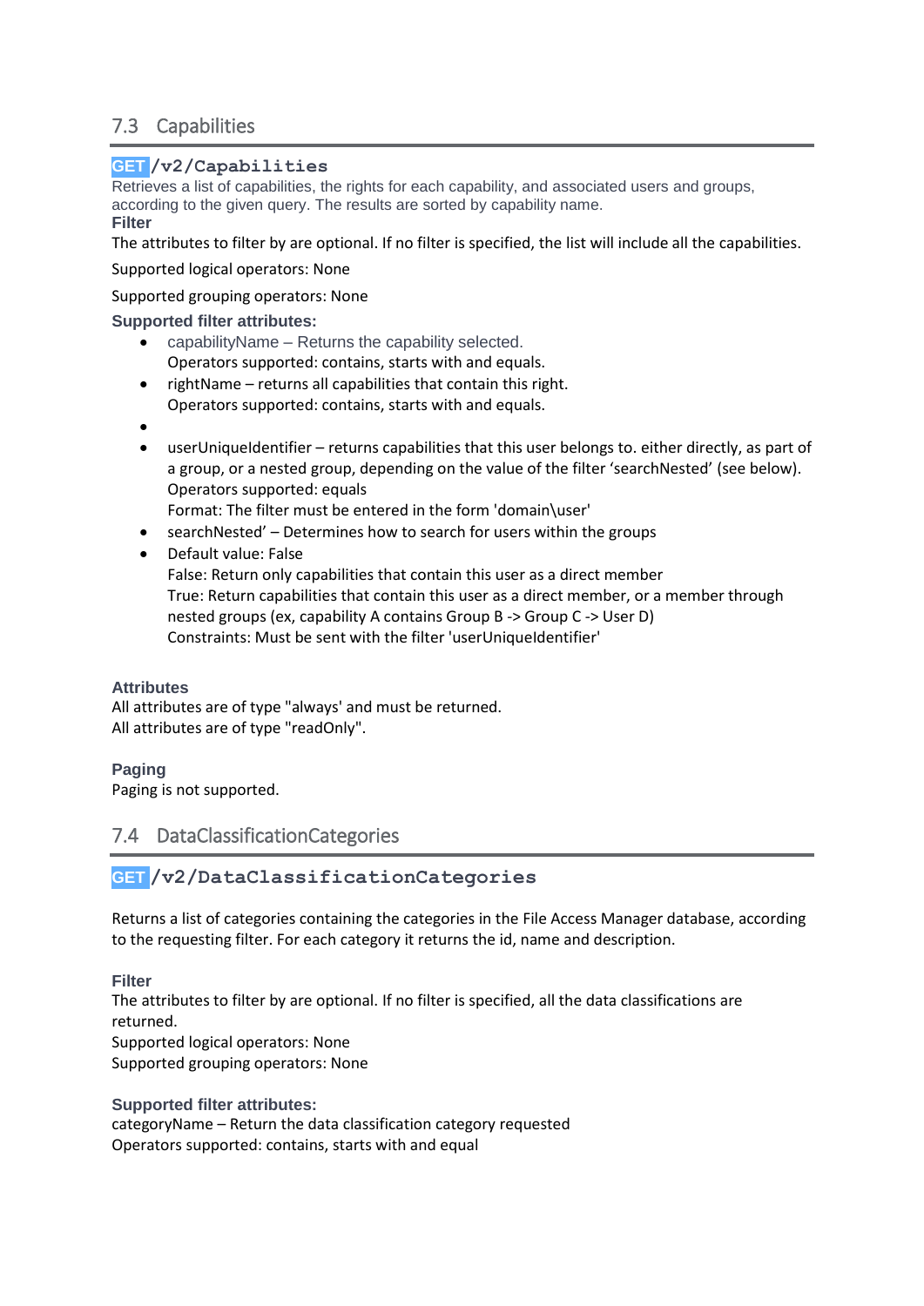## 7.3 Capabilities

### GET /v2/Capabilities

Retrieves a list of capabilities, the rights for each capability, and associated users and groups, according to the given query. The results are sorted by capability name.

**Filter**

The attributes to filter by are optional. If no filter is specified, the list will include all the capabilities.

Supported logical operators: None

Supported grouping operators: None

**Supported filter attributes:**

- capabilityName – Returns the capability selected.  
  Operators supported: contains, starts with and equals.
- rightName – returns all capabilities that contain this right.  
  Operators supported: contains, starts with and equals.
- 
- userUniqueIdentifier – returns capabilities that this user belongs to. either directly, as part of a group, or a nested group, depending on the value of the filter 'searchNested' (see below).  
  Operators supported: equals  
  Format: The filter must be entered in the form 'domain\user'
- searchNested' – Determines how to search for users within the groups
- Default value: False  
  False: Return only capabilities that contain this user as a direct member  
  True: Return capabilities that contain this user as a direct member, or a member through nested groups (ex, capability A contains Group B -> Group C -> User D)  
  Constraints: Must be sent with the filter 'userUniqueIdentifier'

**Attributes**

All attributes are of type "always' and must be returned.  
All attributes are of type "readOnly".

**Paging**

Paging is not supported.

## 7.4 DataClassificationCategories

### GET /v2/DataClassificationCategories

Returns a list of categories containing the categories in the File Access Manager database, according to the requesting filter. For each category it returns the id, name and description.

**Filter**

The attributes to filter by are optional. If no filter is specified, all the data classifications are returned.  
Supported logical operators: None  
Supported grouping operators: None

**Supported filter attributes:**

categoryName – Return the data classification category requested  
Operators supported: contains, starts with and equal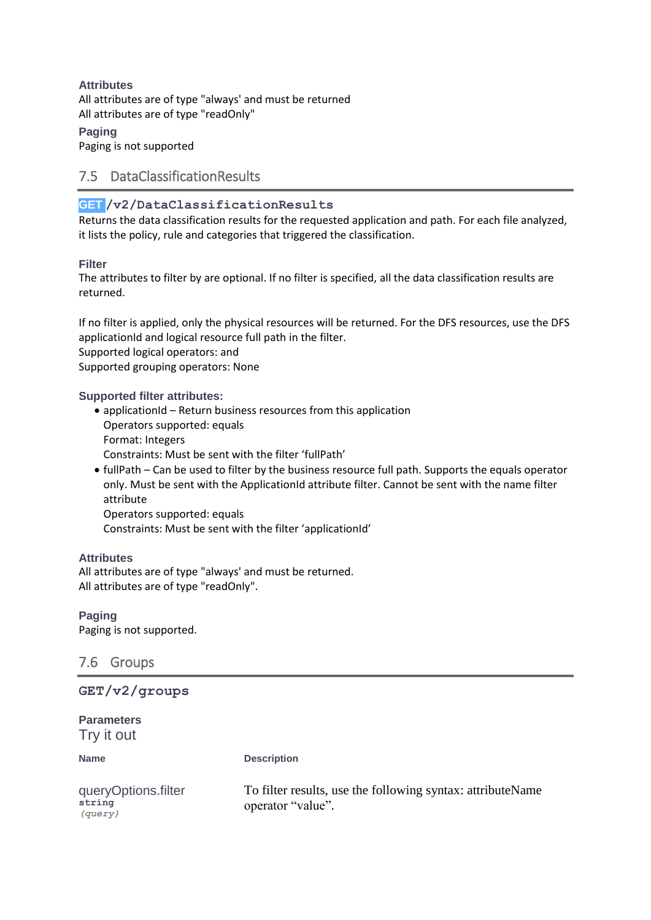**Attributes**

All attributes are of type "always' and must be returned

All attributes are of type "readOnly"

**Paging**

Paging is not supported

## 7.5 DataClassificationResults

### GET /v2/DataClassificationResults

Returns the data classification results for the requested application and path. For each file analyzed, it lists the policy, rule and categories that triggered the classification.

**Filter**

The attributes to filter by are optional. If no filter is specified, all the data classification results are returned.

If no filter is applied, only the physical resources will be returned. For the DFS resources, use the DFS applicationId and logical resource full path in the filter.

Supported logical operators: and

Supported grouping operators: None

**Supported filter attributes:**

- applicationId – Return business resources from this application
  Operators supported: equals
  Format: Integers
  Constraints: Must be sent with the filter 'fullPath'
- fullPath – Can be used to filter by the business resource full path. Supports the equals operator only. Must be sent with the ApplicationId attribute filter. Cannot be sent with the name filter attribute
  Operators supported: equals
  Constraints: Must be sent with the filter 'applicationId'

**Attributes**

All attributes are of type "always' and must be returned.

All attributes are of type "readOnly".

**Paging**

Paging is not supported.

## 7.6 Groups

### GET/v2/groups

**Parameters**

Try it out

| Name | Description |
|---|---|
| queryOptions.filter string *(query)* | To filter results, use the following syntax: attributeName operator "value". |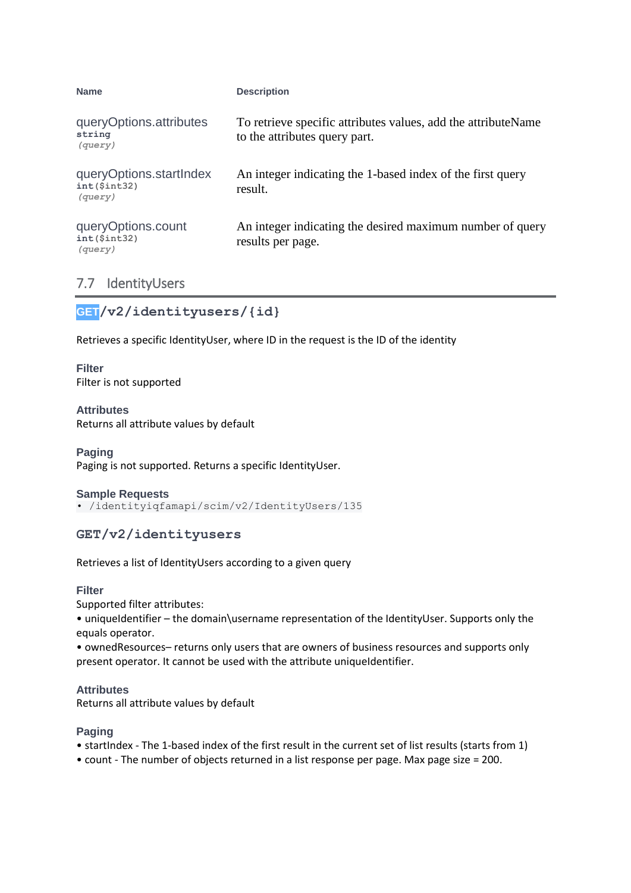| Name | Description |
| --- | --- |
| queryOptions.attributes<br>string<br>*(query)* | To retrieve specific attributes values, add the attributeName to the attributes query part. |
| queryOptions.startIndex<br>int($int32)<br>*(query)* | An integer indicating the 1-based index of the first query result. |
| queryOptions.count<br>int($int32)<br>*(query)* | An integer indicating the desired maximum number of query results per page. |

## 7.7 IdentityUsers

### GET/v2/identityusers/{id}

Retrieves a specific IdentityUser, where ID in the request is the ID of the identity

**Filter**
Filter is not supported

**Attributes**
Returns all attribute values by default

**Paging**
Paging is not supported. Returns a specific IdentityUser.

**Sample Requests**
- `/identityiqfamapi/scim/v2/IdentityUsers/135`

### GET/v2/identityusers

Retrieves a list of IdentityUsers according to a given query

**Filter**
Supported filter attributes:
• uniqueIdentifier – the domain\username representation of the IdentityUser. Supports only the equals operator.
• ownedResources– returns only users that are owners of business resources and supports only present operator. It cannot be used with the attribute uniqueIdentifier.

**Attributes**
Returns all attribute values by default

**Paging**
• startIndex - The 1-based index of the first result in the current set of list results (starts from 1)
• count - The number of objects returned in a list response per page. Max page size = 200.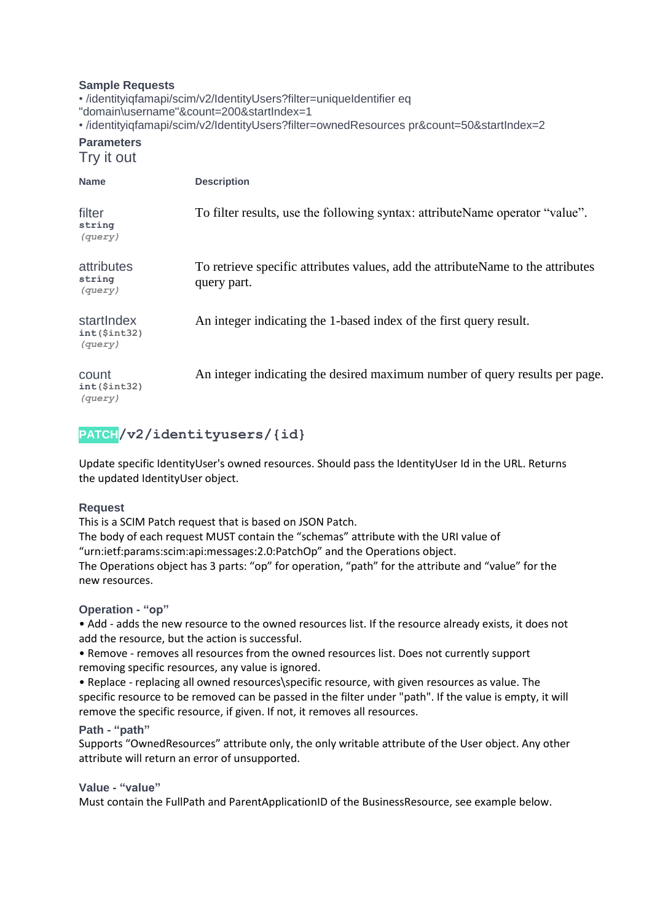**Sample Requests**

- /identityiqfamapi/scim/v2/IdentityUsers?filter=uniqueIdentifier eq "domain\username"&count=200&startIndex=1
- /identityiqfamapi/scim/v2/IdentityUsers?filter=ownedResources pr&count=50&startIndex=2

**Parameters**

Try it out

| Name | Description |
| --- | --- |
| filter<br>string<br>*(query)* | To filter results, use the following syntax: attributeName operator "value". |
| attributes<br>string<br>*(query)* | To retrieve specific attributes values, add the attributeName to the attributes query part. |
| startIndex<br>int($int32)<br>*(query)* | An integer indicating the 1-based index of the first query result. |
| count<br>int($int32)<br>*(query)* | An integer indicating the desired maximum number of query results per page. |

### PATCH /v2/identityusers/{id}

Update specific IdentityUser's owned resources. Should pass the IdentityUser Id in the URL. Returns the updated IdentityUser object.

**Request**

This is a SCIM Patch request that is based on JSON Patch.
The body of each request MUST contain the "schemas" attribute with the URI value of "urn:ietf:params:scim:api:messages:2.0:PatchOp" and the Operations object.
The Operations object has 3 parts: "op" for operation, "path" for the attribute and "value" for the new resources.

**Operation - "op"**

- Add - adds the new resource to the owned resources list. If the resource already exists, it does not add the resource, but the action is successful.
- Remove - removes all resources from the owned resources list. Does not currently support removing specific resources, any value is ignored.
- Replace - replacing all owned resources\specific resource, with given resources as value. The specific resource to be removed can be passed in the filter under "path". If the value is empty, it will remove the specific resource, if given. If not, it removes all resources.

**Path - "path"**

Supports "OwnedResources" attribute only, the only writable attribute of the User object. Any other attribute will return an error of unsupported.

**Value - "value"**

Must contain the FullPath and ParentApplicationID of the BusinessResource, see example below.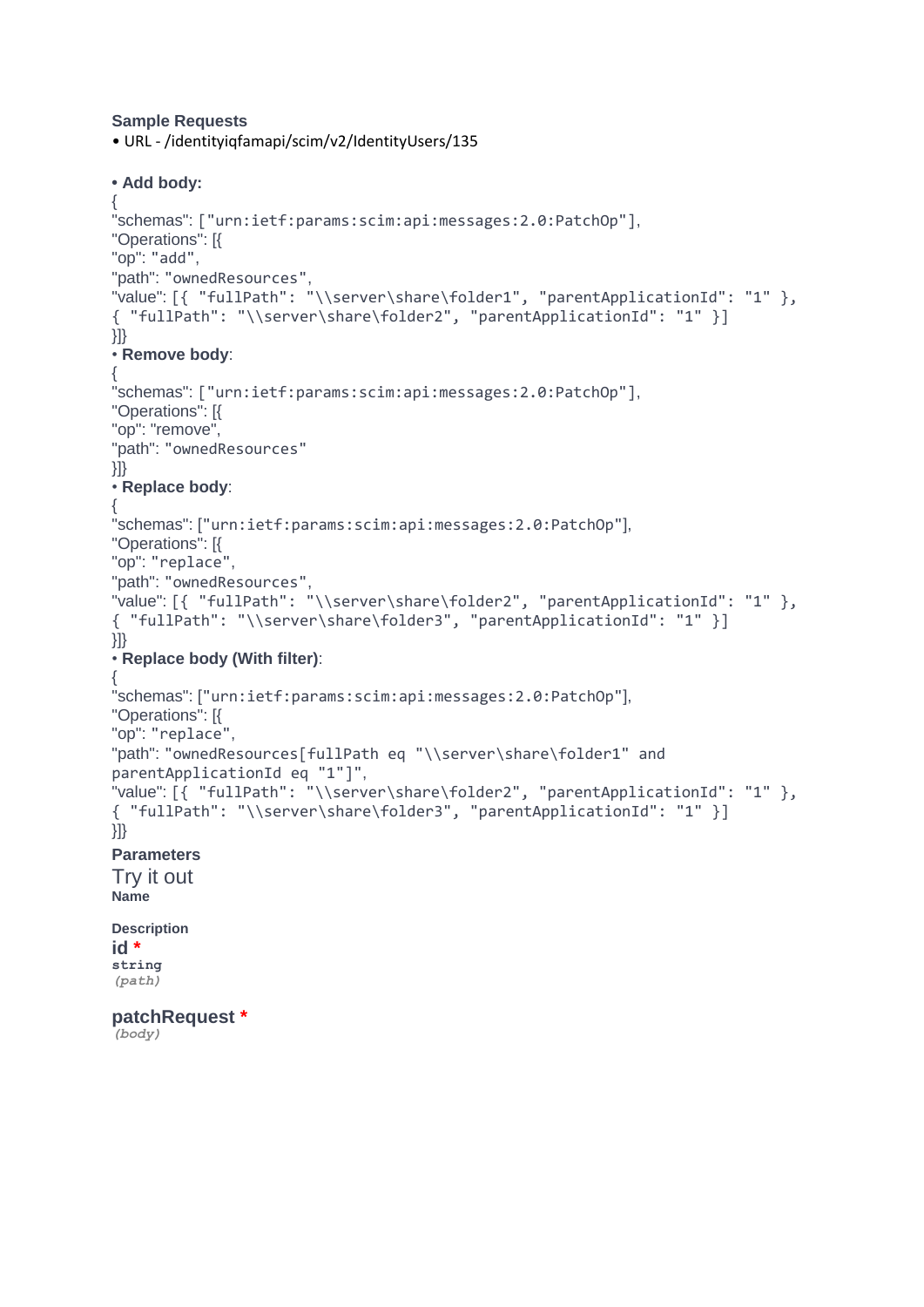**Sample Requests**

- URL - /identityiqfamapi/scim/v2/IdentityUsers/135

- **Add body:**

```
{
"schemas": ["urn:ietf:params:scim:api:messages:2.0:PatchOp"],
"Operations": [{
"op": "add",
"path": "ownedResources",
"value": [{ "fullPath": "\\server\share\folder1", "parentApplicationId": "1" },
{ "fullPath": "\\server\share\folder2", "parentApplicationId": "1" }]
}]}
```

- **Remove body**:

```
{
"schemas": ["urn:ietf:params:scim:api:messages:2.0:PatchOp"],
"Operations": [{
"op": "remove",
"path": "ownedResources"
}]}
```

- **Replace body**:

```
{
"schemas": ["urn:ietf:params:scim:api:messages:2.0:PatchOp"],
"Operations": [{
"op": "replace",
"path": "ownedResources",
"value": [{ "fullPath": "\\server\share\folder2", "parentApplicationId": "1" },
{ "fullPath": "\\server\share\folder3", "parentApplicationId": "1" }]
}]}
```

- **Replace body (With filter)**:

```
{
"schemas": ["urn:ietf:params:scim:api:messages:2.0:PatchOp"],
"Operations": [{
"op": "replace",
"path": "ownedResources[fullPath eq "\\server\share\folder1" and
parentApplicationId eq "1"]",
"value": [{ "fullPath": "\\server\share\folder2", "parentApplicationId": "1" },
{ "fullPath": "\\server\share\folder3", "parentApplicationId": "1" }]
}]}
```

**Parameters**

Try it out

| Name | Description |
|---|---|
| **id** * <br> string <br> *(path)* | |
| **patchRequest** * <br> *(body)* | |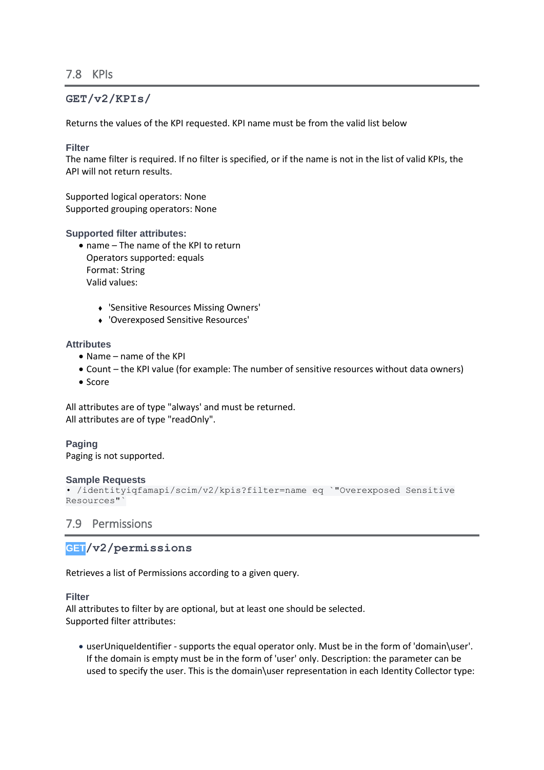## 7.8 KPIs

### GET/v2/KPIs/

Returns the values of the KPI requested. KPI name must be from the valid list below

**Filter**
The name filter is required. If no filter is specified, or if the name is not in the list of valid KPIs, the API will not return results.

Supported logical operators: None
Supported grouping operators: None

**Supported filter attributes:**

- name – The name of the KPI to return
  Operators supported: equals
  Format: String
  Valid values:
    - 'Sensitive Resources Missing Owners'
    - 'Overexposed Sensitive Resources'

**Attributes**

- Name – name of the KPI
- Count – the KPI value (for example: The number of sensitive resources without data owners)
- Score

All attributes are of type "always' and must be returned.
All attributes are of type "readOnly".

**Paging**
Paging is not supported.

**Sample Requests**

```
• /identityiqfamapi/scim/v2/kpis?filter=name eq `"Overexposed Sensitive
Resources"`
```

## 7.9 Permissions

### GET/v2/permissions

Retrieves a list of Permissions according to a given query.

**Filter**
All attributes to filter by are optional, but at least one should be selected.
Supported filter attributes:

- userUniqueIdentifier - supports the equal operator only. Must be in the form of 'domain\user'. If the domain is empty must be in the form of 'user' only. Description: the parameter can be used to specify the user. This is the domain\user representation in each Identity Collector type: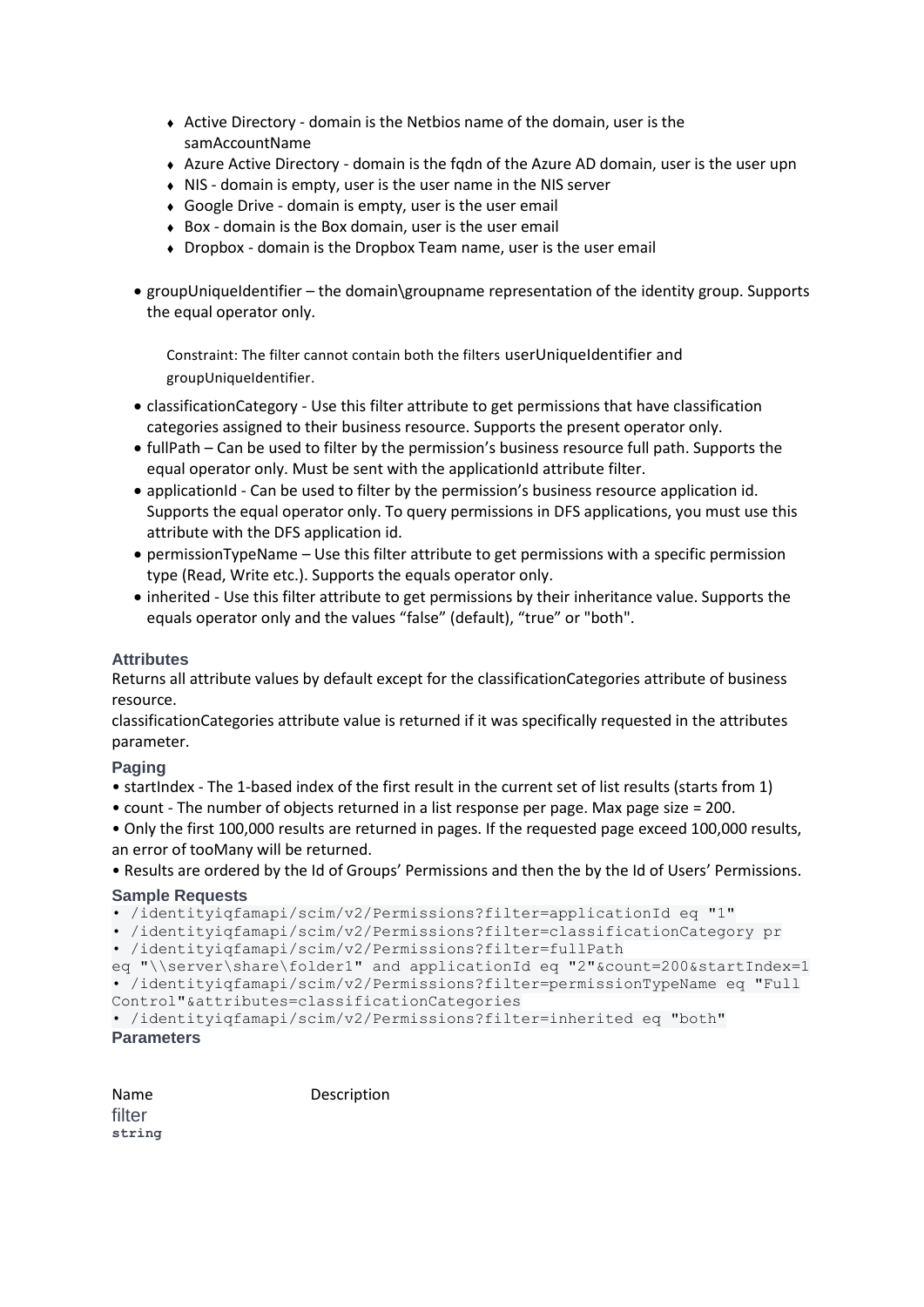- Active Directory - domain is the Netbios name of the domain, user is the samAccountName
- Azure Active Directory - domain is the fqdn of the Azure AD domain, user is the user upn
- NIS - domain is empty, user is the user name in the NIS server
- Google Drive - domain is empty, user is the user email
- Box - domain is the Box domain, user is the user email
- Dropbox - domain is the Dropbox Team name, user is the user email

- groupUniqueIdentifier – the domain\groupname representation of the identity group. Supports the equal operator only.

  Constraint: The filter cannot contain both the filters userUniqueIdentifier and groupUniqueIdentifier.

- classificationCategory - Use this filter attribute to get permissions that have classification categories assigned to their business resource. Supports the present operator only.
- fullPath – Can be used to filter by the permission's business resource full path. Supports the equal operator only. Must be sent with the applicationId attribute filter.
- applicationId - Can be used to filter by the permission's business resource application id. Supports the equal operator only. To query permissions in DFS applications, you must use this attribute with the DFS application id.
- permissionTypeName – Use this filter attribute to get permissions with a specific permission type (Read, Write etc.). Supports the equals operator only.
- inherited - Use this filter attribute to get permissions by their inheritance value. Supports the equals operator only and the values "false" (default), "true" or "both".

### Attributes

Returns all attribute values by default except for the classificationCategories attribute of business resource.
classificationCategories attribute value is returned if it was specifically requested in the attributes parameter.

### Paging

- startIndex - The 1-based index of the first result in the current set of list results (starts from 1)
- count - The number of objects returned in a list response per page. Max page size = 200.
- Only the first 100,000 results are returned in pages. If the requested page exceed 100,000 results, an error of tooMany will be returned.
- Results are ordered by the Id of Groups' Permissions and then the by the Id of Users' Permissions.

### Sample Requests

```
• /identityiqfamapi/scim/v2/Permissions?filter=applicationId eq "1"
• /identityiqfamapi/scim/v2/Permissions?filter=classificationCategory pr
• /identityiqfamapi/scim/v2/Permissions?filter=fullPath
eq "\\server\share\folder1" and applicationId eq "2"&count=200&startIndex=1
• /identityiqfamapi/scim/v2/Permissions?filter=permissionTypeName eq "Full
Control"&attributes=classificationCategories
• /identityiqfamapi/scim/v2/Permissions?filter=inherited eq "both"
```

### Parameters

| Name | Description |
|---|---|
| filter **string** | |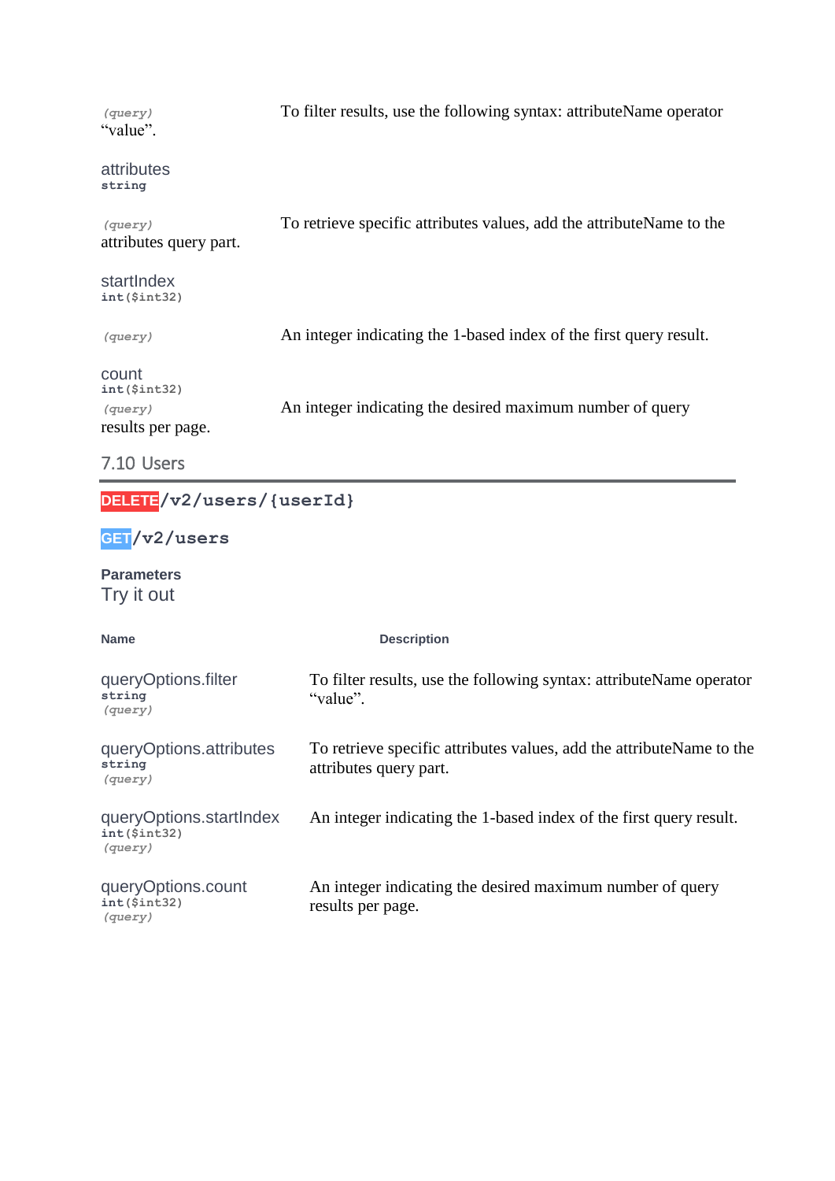| | |
|---|---|
| *(query)* "value". | To filter results, use the following syntax: attributeName operator |
| attributes<br>`string`<br>*(query)* attributes query part. | To retrieve specific attributes values, add the attributeName to the |
| startIndex<br>`int($int32)`<br>*(query)* | An integer indicating the 1-based index of the first query result. |
| count<br>`int($int32)`<br>*(query)* results per page. | An integer indicating the desired maximum number of query |

## 7.10 Users

**DELETE** `/v2/users/{userId}`

**GET** `/v2/users`

**Parameters**

Try it out

| Name | Description |
|---|---|
| queryOptions.filter<br>`string`<br>*(query)* | To filter results, use the following syntax: attributeName operator "value". |
| queryOptions.attributes<br>`string`<br>*(query)* | To retrieve specific attributes values, add the attributeName to the attributes query part. |
| queryOptions.startIndex<br>`int($int32)`<br>*(query)* | An integer indicating the 1-based index of the first query result. |
| queryOptions.count<br>`int($int32)`<br>*(query)* | An integer indicating the desired maximum number of query results per page. |